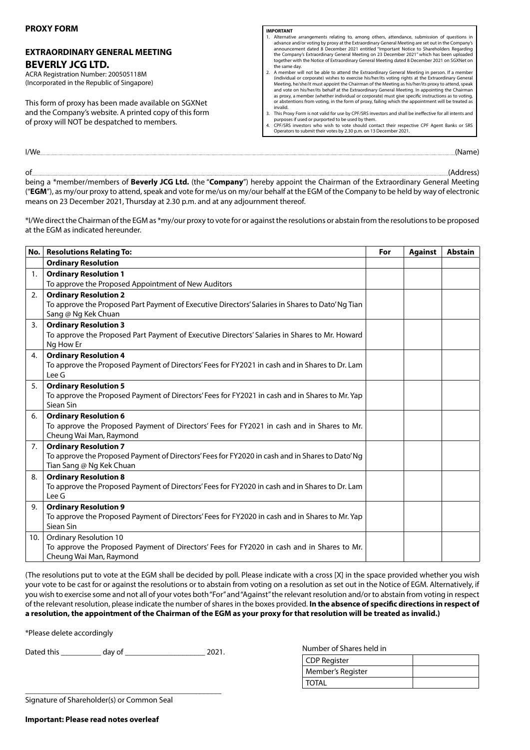**PROXY FORM**

**EXTRAORDINARY GENERAL MEETING**

## BEVERLY JCG LTD.

ACRA Registration Number: 200505118M
(Incorporated in the Republic of Singapore)

This form of proxy has been made available on SGXNet and the Company's website. A printed copy of this form of proxy will NOT be despatched to members.

**IMPORTANT**

1. Alternative arrangements relating to, among others, attendance, submission of questions in advance and/or voting by proxy at the Extraordinary General Meeting are set out in the Company's announcement dated 8 December 2021 entitled "Important Notice to Shareholders Regarding the Company's Extraordinary General Meeting on 23 December 2021" which has been uploaded together with the Notice of Extraordinary General Meeting dated 8 December 2021 on SGXNet on the same day.
2. A member will not be able to attend the Extraordinary General Meeting in person. If a member (individual or corporate) wishes to exercise his/her/its voting rights at the Extraordinary General Meeting, he/she/it must appoint the Chairman of the Meeting as his/her/its proxy to attend, speak and vote on his/her/its behalf at the Extraordinary General Meeting. In appointing the Chairman as proxy, a member (whether individual or corporate) must give specific instructions as to voting, or abstentions from voting, in the form of proxy, failing which the appointment will be treated as invalid.
3. This Proxy Form is not valid for use by CPF/SRS investors and shall be ineffective for all intents and purposes if used or purported to be used by them.
4. CPF/SRS investors who wish to vote should contact their respective CPF Agent Banks or SRS Operators to submit their votes by 2.30 p.m. on 13 December 2021.

I/We.................................................................................................................................................(Name)

of.................................................................................................................................................(Address)

being a \*member/members of **Beverly JCG Ltd.** (the "**Company**") hereby appoint the Chairman of the Extraordinary General Meeting ("**EGM**"), as my/our proxy to attend, speak and vote for me/us on my/our behalf at the EGM of the Company to be held by way of electronic means on 23 December 2021, Thursday at 2.30 p.m. and at any adjournment thereof.

\*I/We direct the Chairman of the EGM as \*my/our proxy to vote for or against the resolutions or abstain from the resolutions to be proposed at the EGM as indicated hereunder.

| No. | Resolutions Relating To: | For | Against | Abstain |
|---|---|---|---|---|
| | **Ordinary Resolution** | | | |
| 1. | **Ordinary Resolution 1**<br>To approve the Proposed Appointment of New Auditors | | | |
| 2. | **Ordinary Resolution 2**<br>To approve the Proposed Part Payment of Executive Directors' Salaries in Shares to Dato' Ng Tian Sang @ Ng Kek Chuan | | | |
| 3. | **Ordinary Resolution 3**<br>To approve the Proposed Part Payment of Executive Directors' Salaries in Shares to Mr. Howard Ng How Er | | | |
| 4. | **Ordinary Resolution 4**<br>To approve the Proposed Payment of Directors' Fees for FY2021 in cash and in Shares to Dr. Lam Lee G | | | |
| 5. | **Ordinary Resolution 5**<br>To approve the Proposed Payment of Directors' Fees for FY2021 in cash and in Shares to Mr. Yap Siean Sin | | | |
| 6. | **Ordinary Resolution 6**<br>To approve the Proposed Payment of Directors' Fees for FY2021 in cash and in Shares to Mr. Cheung Wai Man, Raymond | | | |
| 7. | **Ordinary Resolution 7**<br>To approve the Proposed Payment of Directors' Fees for FY2020 in cash and in Shares to Dato' Ng Tian Sang @ Ng Kek Chuan | | | |
| 8. | **Ordinary Resolution 8**<br>To approve the Proposed Payment of Directors' Fees for FY2020 in cash and in Shares to Dr. Lam Lee G | | | |
| 9. | **Ordinary Resolution 9**<br>To approve the Proposed Payment of Directors' Fees for FY2020 in cash and in Shares to Mr. Yap Siean Sin | | | |
| 10. | Ordinary Resolution 10<br>To approve the Proposed Payment of Directors' Fees for FY2020 in cash and in Shares to Mr. Cheung Wai Man, Raymond | | | |

(The resolutions put to vote at the EGM shall be decided by poll. Please indicate with a cross [X] in the space provided whether you wish your vote to be cast for or against the resolutions or to abstain from voting on a resolution as set out in the Notice of EGM. Alternatively, if you wish to exercise some and not all of your votes both "For" and "Against" the relevant resolution and/or to abstain from voting in respect of the relevant resolution, please indicate the number of shares in the boxes provided. **In the absence of specific directions in respect of a resolution, the appointment of the Chairman of the EGM as your proxy for that resolution will be treated as invalid.)**

\*Please delete accordingly

Dated this __________ day of ____________________ 2021.

_______________________________________________
Signature of Shareholder(s) or Common Seal

Number of Shares held in

| | |
|---|---|
| CDP Register | |
| Member's Register | |
| TOTAL | |

**Important: Please read notes overleaf**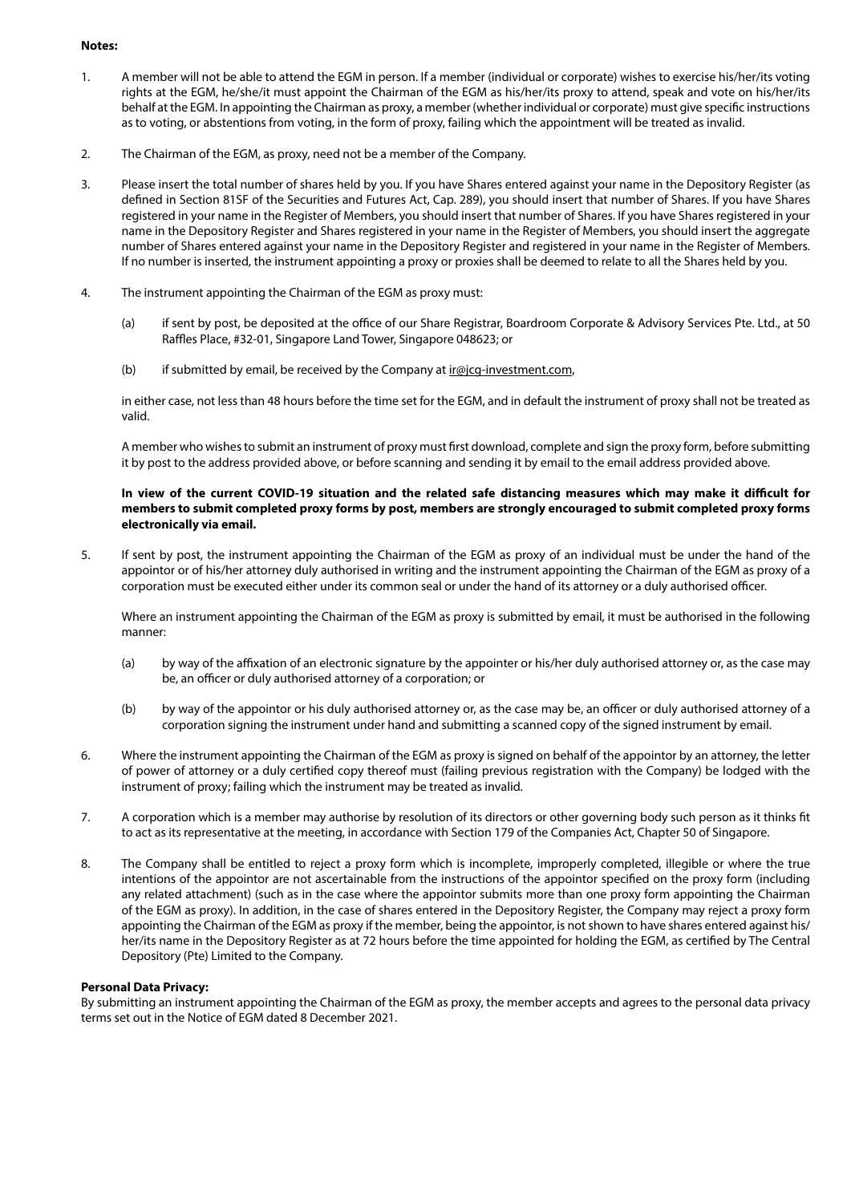**Notes:**

1. A member will not be able to attend the EGM in person. If a member (individual or corporate) wishes to exercise his/her/its voting rights at the EGM, he/she/it must appoint the Chairman of the EGM as his/her/its proxy to attend, speak and vote on his/her/its behalf at the EGM. In appointing the Chairman as proxy, a member (whether individual or corporate) must give specific instructions as to voting, or abstentions from voting, in the form of proxy, failing which the appointment will be treated as invalid.

2. The Chairman of the EGM, as proxy, need not be a member of the Company.

3. Please insert the total number of shares held by you. If you have Shares entered against your name in the Depository Register (as defined in Section 81SF of the Securities and Futures Act, Cap. 289), you should insert that number of Shares. If you have Shares registered in your name in the Register of Members, you should insert that number of Shares. If you have Shares registered in your name in the Depository Register and Shares registered in your name in the Register of Members, you should insert the aggregate number of Shares entered against your name in the Depository Register and registered in your name in the Register of Members. If no number is inserted, the instrument appointing a proxy or proxies shall be deemed to relate to all the Shares held by you.

4. The instrument appointing the Chairman of the EGM as proxy must:

   (a) if sent by post, be deposited at the office of our Share Registrar, Boardroom Corporate & Advisory Services Pte. Ltd., at 50 Raffles Place, #32-01, Singapore Land Tower, Singapore 048623; or

   (b) if submitted by email, be received by the Company at ir@jcg-investment.com,

   in either case, not less than 48 hours before the time set for the EGM, and in default the instrument of proxy shall not be treated as valid.

   A member who wishes to submit an instrument of proxy must first download, complete and sign the proxy form, before submitting it by post to the address provided above, or before scanning and sending it by email to the email address provided above.

   **In view of the current COVID-19 situation and the related safe distancing measures which may make it difficult for members to submit completed proxy forms by post, members are strongly encouraged to submit completed proxy forms electronically via email.**

5. If sent by post, the instrument appointing the Chairman of the EGM as proxy of an individual must be under the hand of the appointor or of his/her attorney duly authorised in writing and the instrument appointing the Chairman of the EGM as proxy of a corporation must be executed either under its common seal or under the hand of its attorney or a duly authorised officer.

   Where an instrument appointing the Chairman of the EGM as proxy is submitted by email, it must be authorised in the following manner:

   (a) by way of the affixation of an electronic signature by the appointer or his/her duly authorised attorney or, as the case may be, an officer or duly authorised attorney of a corporation; or

   (b) by way of the appointor or his duly authorised attorney or, as the case may be, an officer or duly authorised attorney of a corporation signing the instrument under hand and submitting a scanned copy of the signed instrument by email.

6. Where the instrument appointing the Chairman of the EGM as proxy is signed on behalf of the appointor by an attorney, the letter of power of attorney or a duly certified copy thereof must (failing previous registration with the Company) be lodged with the instrument of proxy; failing which the instrument may be treated as invalid.

7. A corporation which is a member may authorise by resolution of its directors or other governing body such person as it thinks fit to act as its representative at the meeting, in accordance with Section 179 of the Companies Act, Chapter 50 of Singapore.

8. The Company shall be entitled to reject a proxy form which is incomplete, improperly completed, illegible or where the true intentions of the appointor are not ascertainable from the instructions of the appointor specified on the proxy form (including any related attachment) (such as in the case where the appointor submits more than one proxy form appointing the Chairman of the EGM as proxy). In addition, in the case of shares entered in the Depository Register, the Company may reject a proxy form appointing the Chairman of the EGM as proxy if the member, being the appointor, is not shown to have shares entered against his/her/its name in the Depository Register as at 72 hours before the time appointed for holding the EGM, as certified by The Central Depository (Pte) Limited to the Company.

**Personal Data Privacy:**

By submitting an instrument appointing the Chairman of the EGM as proxy, the member accepts and agrees to the personal data privacy terms set out in the Notice of EGM dated 8 December 2021.